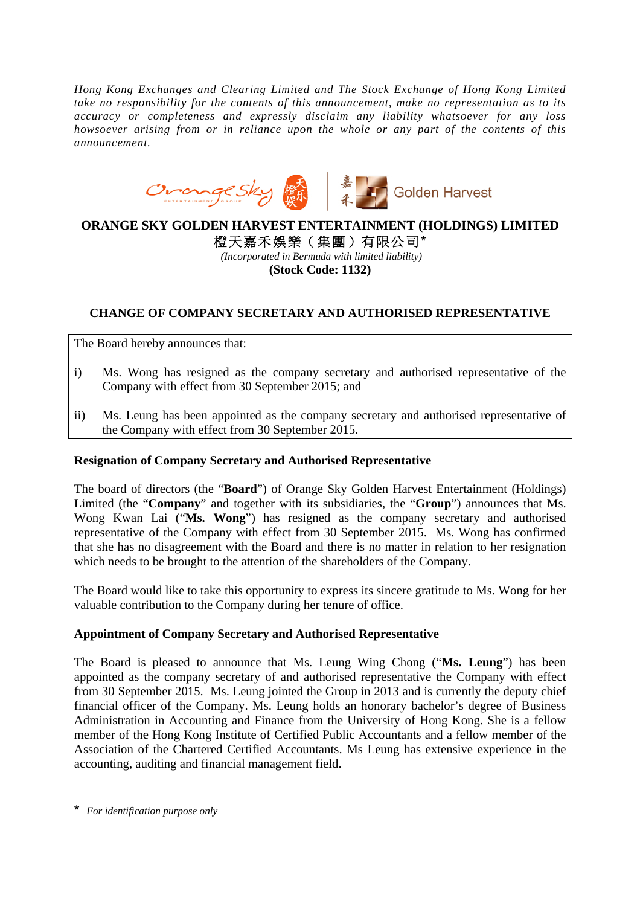*Hong Kong Exchanges and Clearing Limited and The Stock Exchange of Hong Kong Limited take no responsibility for the contents of this announcement, make no representation as to its accuracy or completeness and expressly disclaim any liability whatsoever for any loss howsoever arising from or in reliance upon the whole or any part of the contents of this announcement.*

**ORANGE SKY GOLDEN HARVEST ENTERTAINMENT (HOLDINGS) LIMITED**

**橙天嘉禾娛樂（集團）有限公司***

*(Incorporated in Bermuda with limited liability)*

**(Stock Code: 1132)**

## CHANGE OF COMPANY SECRETARY AND AUTHORISED REPRESENTATIVE

The Board hereby announces that:

i) Ms. Wong has resigned as the company secretary and authorised representative of the Company with effect from 30 September 2015; and

ii) Ms. Leung has been appointed as the company secretary and authorised representative of the Company with effect from 30 September 2015.

### Resignation of Company Secretary and Authorised Representative

The board of directors (the "**Board**") of Orange Sky Golden Harvest Entertainment (Holdings) Limited (the "**Company**" and together with its subsidiaries, the "**Group**") announces that Ms. Wong Kwan Lai ("**Ms. Wong**") has resigned as the company secretary and authorised representative of the Company with effect from 30 September 2015. Ms. Wong has confirmed that she has no disagreement with the Board and there is no matter in relation to her resignation which needs to be brought to the attention of the shareholders of the Company.

The Board would like to take this opportunity to express its sincere gratitude to Ms. Wong for her valuable contribution to the Company during her tenure of office.

### Appointment of Company Secretary and Authorised Representative

The Board is pleased to announce that Ms. Leung Wing Chong ("**Ms. Leung**") has been appointed as the company secretary of and authorised representative the Company with effect from 30 September 2015. Ms. Leung jointed the Group in 2013 and is currently the deputy chief financial officer of the Company. Ms. Leung holds an honorary bachelor's degree of Business Administration in Accounting and Finance from the University of Hong Kong. She is a fellow member of the Hong Kong Institute of Certified Public Accountants and a fellow member of the Association of the Chartered Certified Accountants. Ms Leung has extensive experience in the accounting, auditing and financial management field.

\* *For identification purpose only*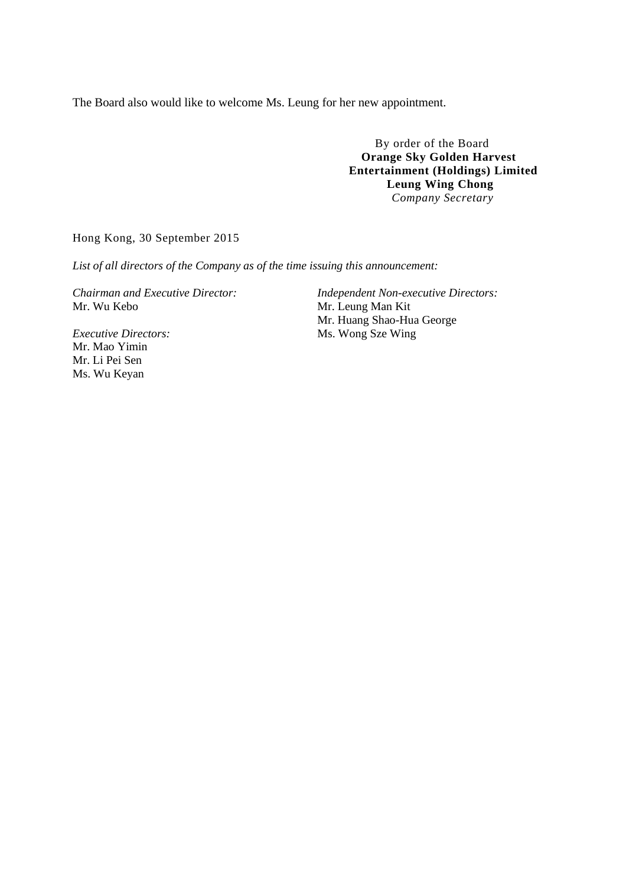The Board also would like to welcome Ms. Leung for her new appointment.

By order of the Board
**Orange Sky Golden Harvest Entertainment (Holdings) Limited**
**Leung Wing Chong**
*Company Secretary*

Hong Kong, 30 September 2015

*List of all directors of the Company as of the time issuing this announcement:*

*Chairman and Executive Director:*
Mr. Wu Kebo

*Executive Directors:*
Mr. Mao Yimin
Mr. Li Pei Sen
Ms. Wu Keyan

*Independent Non-executive Directors:*
Mr. Leung Man Kit
Mr. Huang Shao-Hua George
Ms. Wong Sze Wing